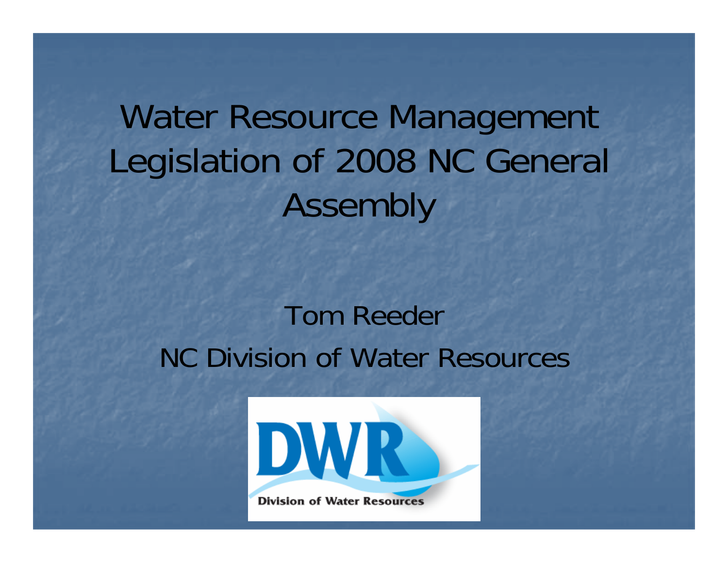# Water Resource Management Legislation of 2008 NC General Assembly

Tom Reeder

NC Division of Water Resources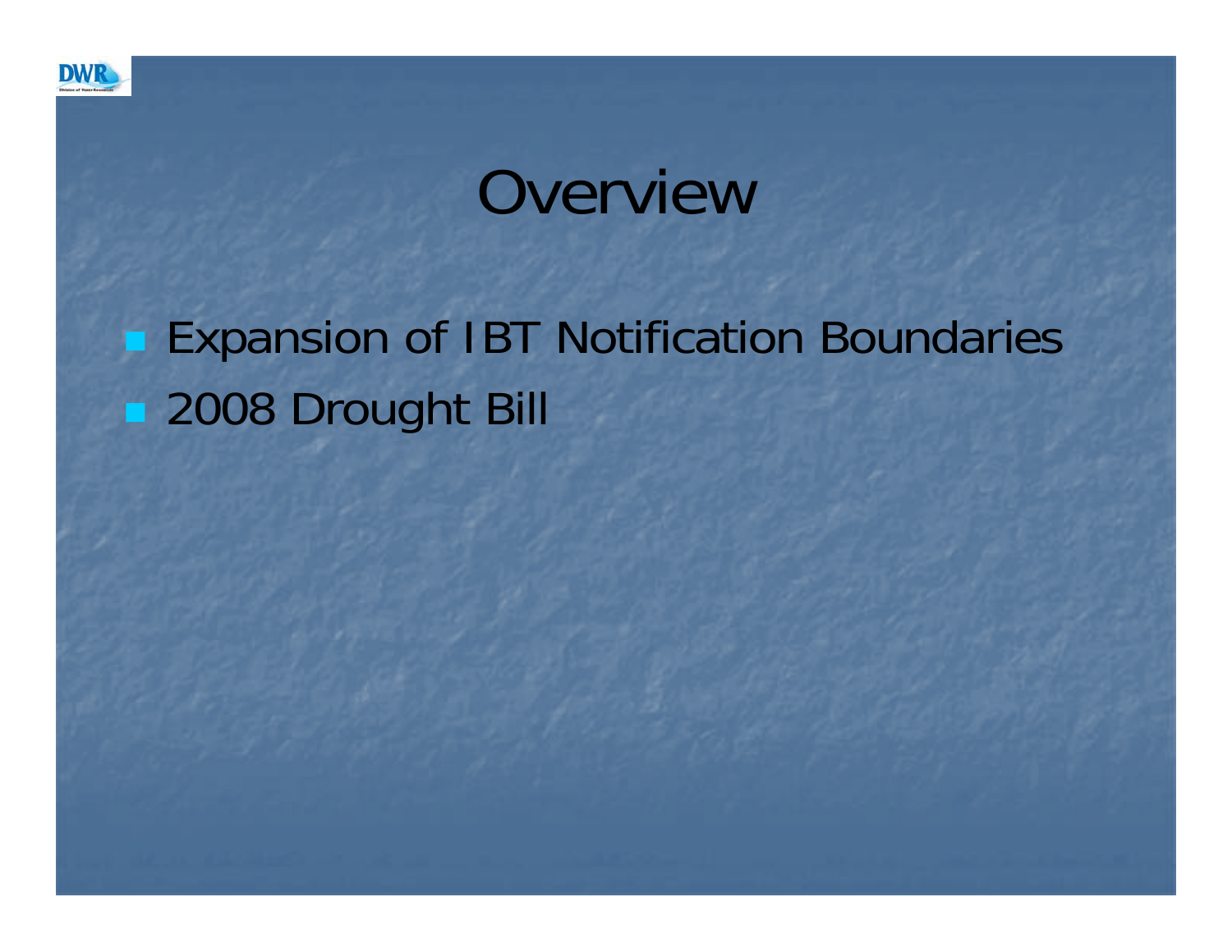# Overview

- Expansion of IBT Notification Boundaries
- 2008 Drought Bill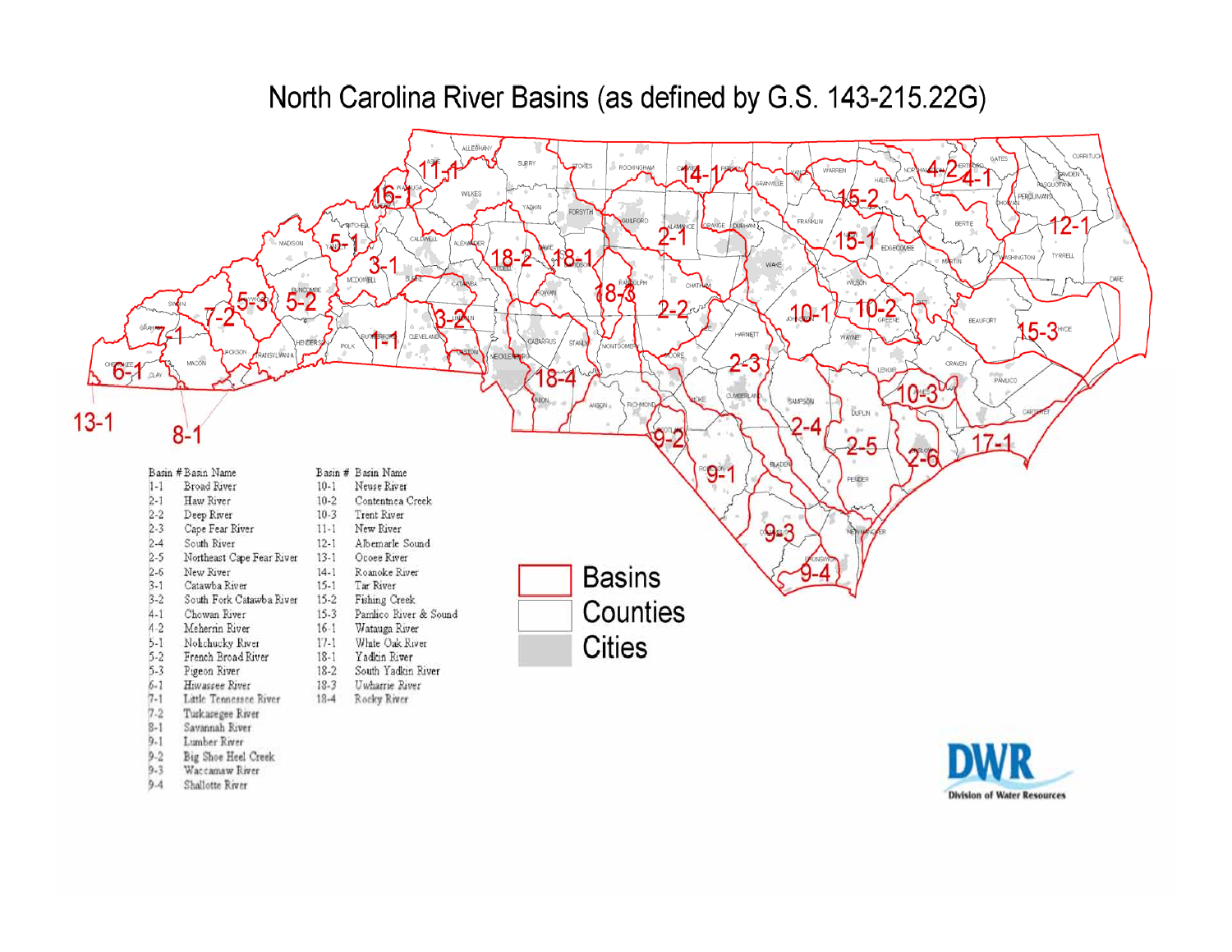# North Carolina River Basins (as defined by G.S. 143-215.22G)

| Basin # | Basin Name |
|---|---|
| 1-1 | Broad River |
| 2-1 | Haw River |
| 2-2 | Deep River |
| 2-3 | Cape Fear River |
| 2-4 | South River |
| 2-5 | Northeast Cape Fear River |
| 2-6 | New River |
| 3-1 | Catawba River |
| 3-2 | South Fork Catawba River |
| 4-1 | Chowan River |
| 4-2 | Meherrin River |
| 5-1 | Nolichucky River |
| 5-2 | French Broad River |
| 5-3 | Pigeon River |
| 6-1 | Hiwassee River |
| 7-1 | Little Tennessee River |
| 7-2 | Tuckasegee River |
| 8-1 | Savannah River |
| 9-1 | Lumber River |
| 9-2 | Big Shoe Heel Creek |
| 9-3 | Waccamaw River |
| 9-4 | Shallotte River |
| 10-1 | Neuse River |
| 10-2 | Contentnea Creek |
| 10-3 | Trent River |
| 11-1 | New River |
| 12-1 | Albemarle Sound |
| 13-1 | Ocoee River |
| 14-1 | Roanoke River |
| 15-1 | Tar River |
| 15-2 | Fishing Creek |
| 15-3 | Pamlico River & Sound |
| 16-1 | Watauga River |
| 17-1 | White Oak River |
| 18-1 | Yadkin River |
| 18-2 | South Yadkin River |
| 18-3 | Uwharrie River |
| 18-4 | Rocky River |

Legend: Basins, Counties, Cities

DWR Division of Water Resources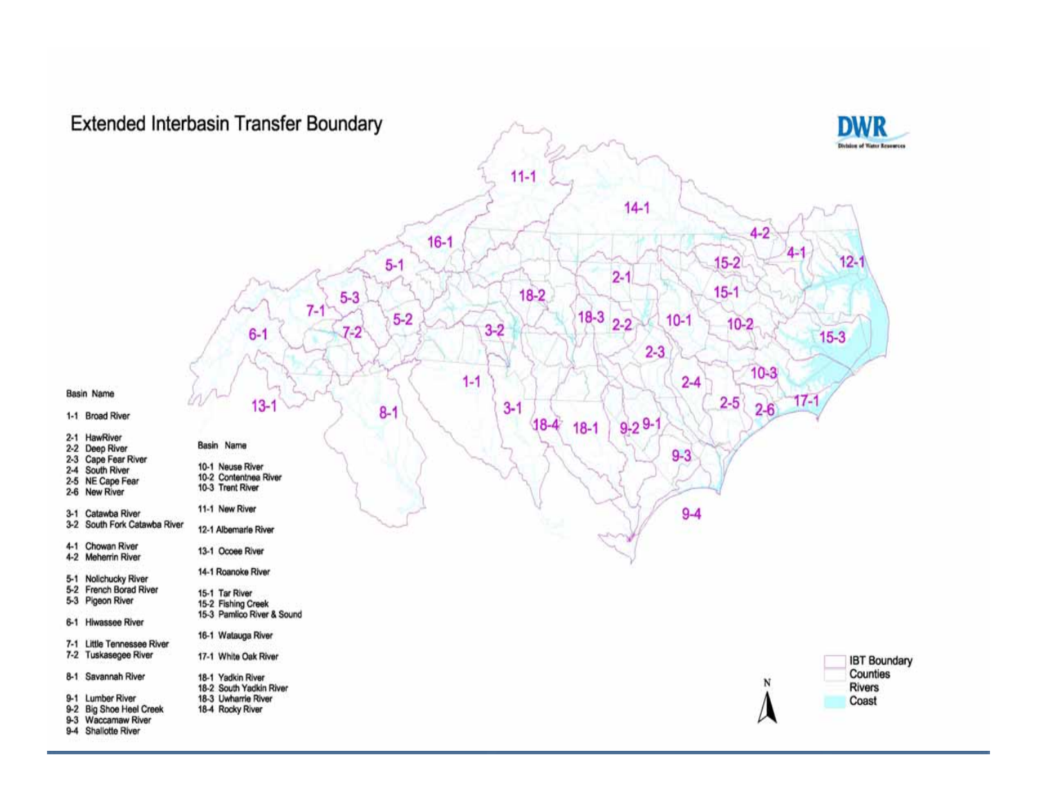## Extended Interbasin Transfer Boundary

**Basin Name**

- 1-1 Broad River
- 2-1 HawRiver
- 2-2 Deep River
- 2-3 Cape Fear River
- 2-4 South River
- 2-5 NE Cape Fear
- 2-6 New River
- 3-1 Catawba River
- 3-2 South Fork Catawba River
- 4-1 Chowan River
- 4-2 Meherrin River
- 5-1 Nolichucky River
- 5-2 French Borad River
- 5-3 Pigeon River
- 6-1 Hiwassee River
- 7-1 Little Tennessee River
- 7-2 Tuskasegee River
- 8-1 Savannah River
- 9-1 Lumber River
- 9-2 Big Shoe Heel Creek
- 9-3 Waccamaw River
- 9-4 Shallotte River

**Basin Name**

- 10-1 Neuse River
- 10-2 Contentnea River
- 10-3 Trent River
- 11-1 New River
- 12-1 Albemarle River
- 13-1 Ocoee River
- 14-1 Roanoke River
- 15-1 Tar River
- 15-2 Fishing Creek
- 15-3 Pamlico River & Sound
- 16-1 Watauga River
- 17-1 White Oak River
- 18-1 Yadkin River
- 18-2 South Yadkin River
- 18-3 Uwharrie River
- 18-4 Rocky River

Legend: IBT Boundary, Counties, Rivers, Coast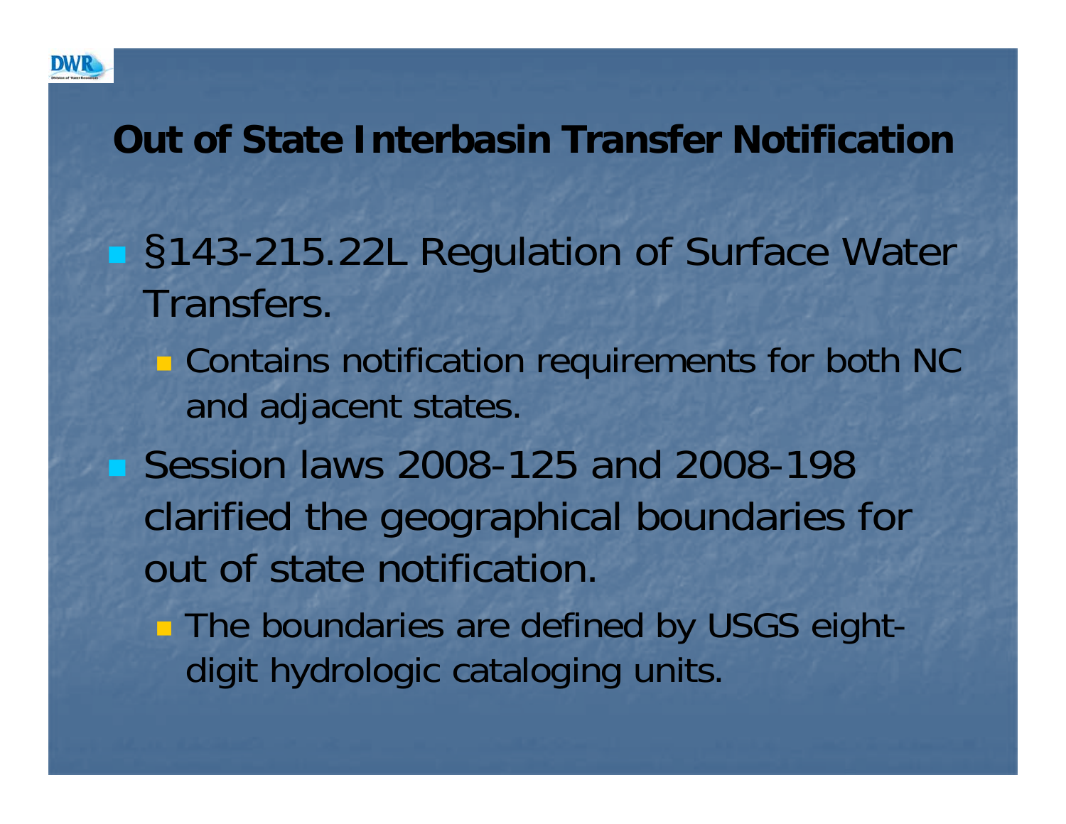## Out of State Interbasin Transfer Notification

- §143-215.22L Regulation of Surface Water Transfers.
  - Contains notification requirements for both NC and adjacent states.
- Session laws 2008-125 and 2008-198 clarified the geographical boundaries for out of state notification.
  - The boundaries are defined by USGS eight-digit hydrologic cataloging units.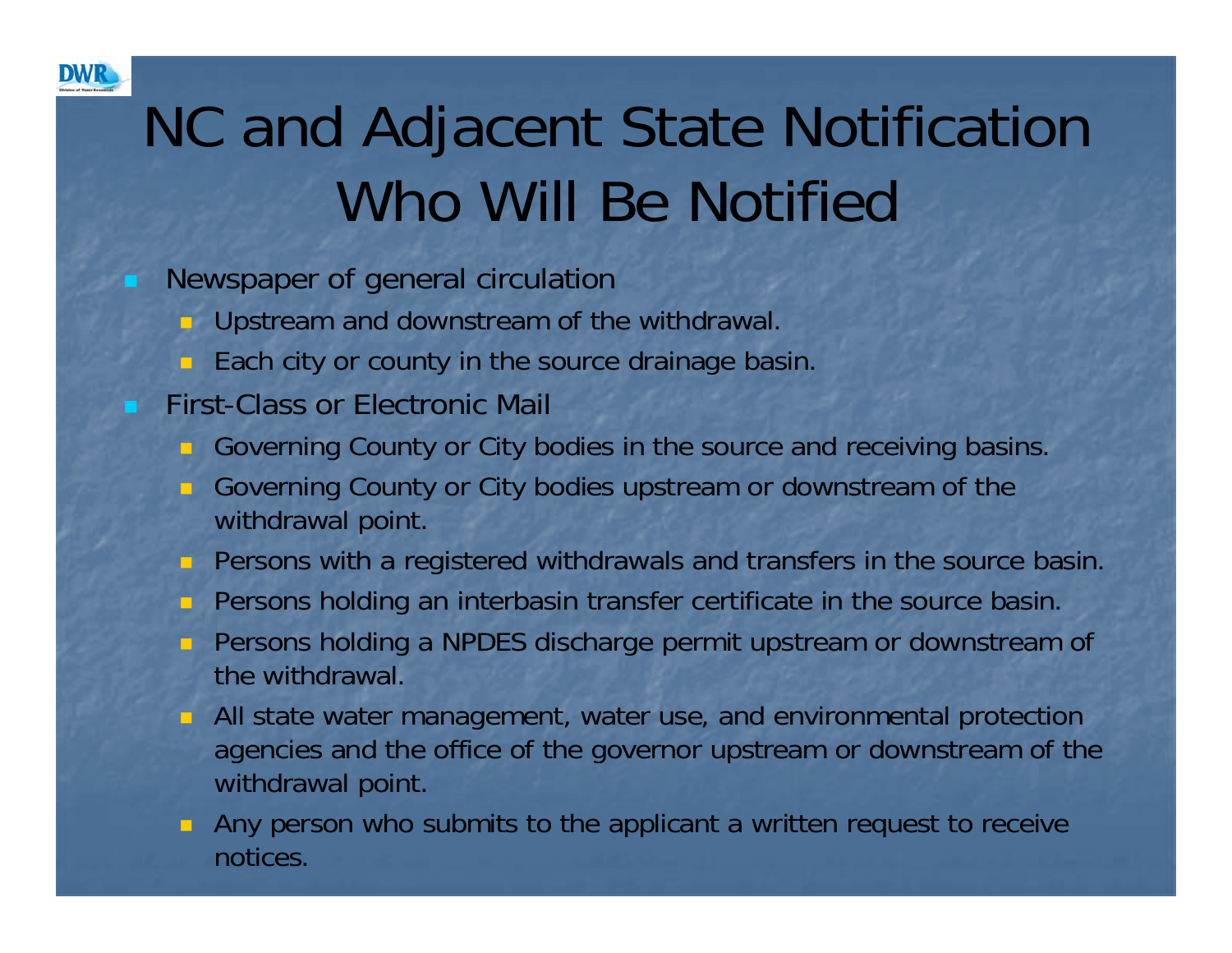# NC and Adjacent State Notification Who Will Be Notified

- Newspaper of general circulation
  - Upstream and downstream of the withdrawal.
  - Each city or county in the source drainage basin.
- First-Class or Electronic Mail
  - Governing County or City bodies in the source and receiving basins.
  - Governing County or City bodies upstream or downstream of the withdrawal point.
  - Persons with a registered withdrawals and transfers in the source basin.
  - Persons holding an interbasin transfer certificate in the source basin.
  - Persons holding a NPDES discharge permit upstream or downstream of the withdrawal.
  - All state water management, water use, and environmental protection agencies and the office of the governor upstream or downstream of the withdrawal point.
  - Any person who submits to the applicant a written request to receive notices.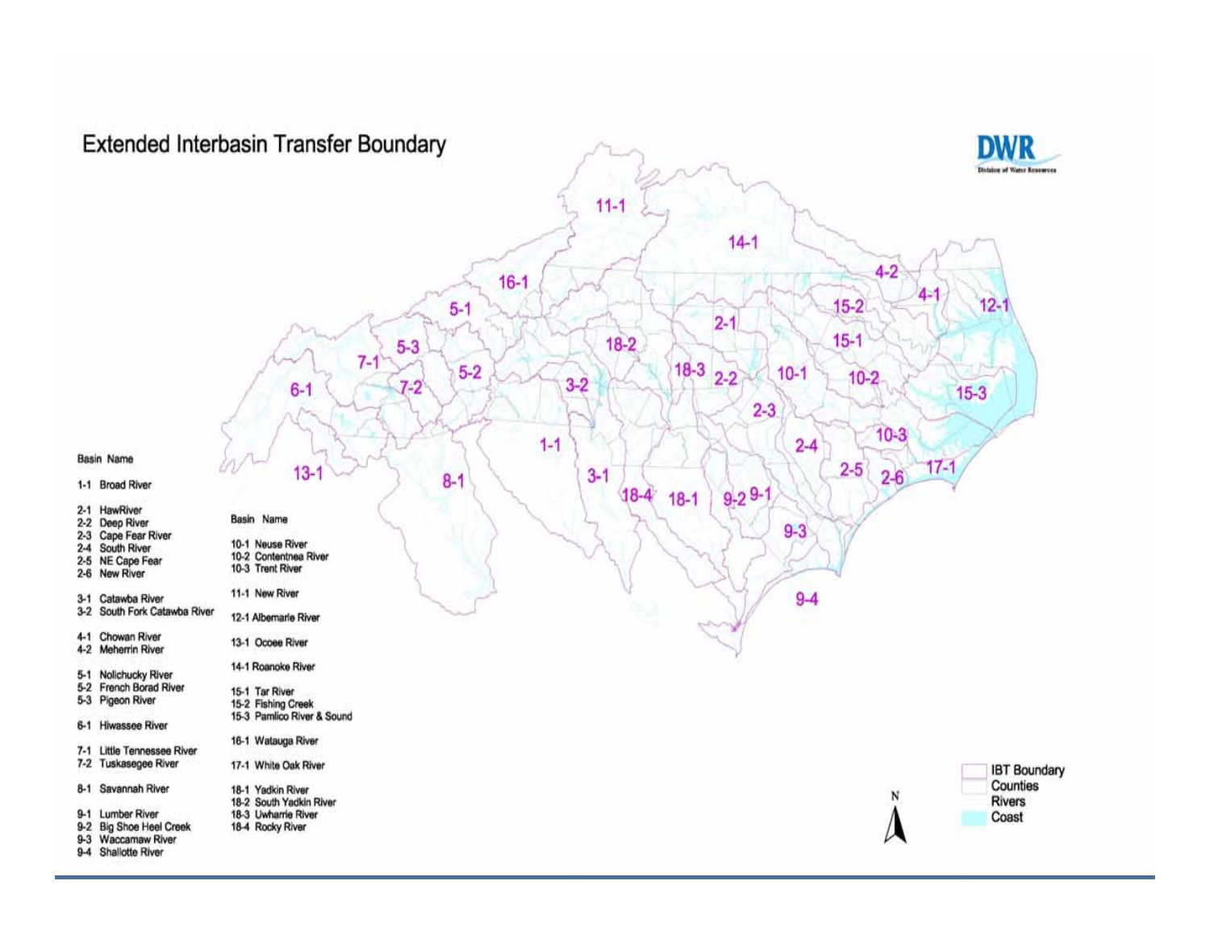## Extended Interbasin Transfer Boundary

DWR
Division of Water Resources

| Basin | Name |
|---|---|
| 1-1 | Broad River |
| 2-1 | HawRiver |
| 2-2 | Deep River |
| 2-3 | Cape Fear River |
| 2-4 | South River |
| 2-5 | NE Cape Fear |
| 2-6 | New River |
| 3-1 | Catawba River |
| 3-2 | South Fork Catawba River |
| 4-1 | Chowan River |
| 4-2 | Meherrin River |
| 5-1 | Nolichucky River |
| 5-2 | French Borad River |
| 5-3 | Pigeon River |
| 6-1 | Hiwassee River |
| 7-1 | Little Tennessee River |
| 7-2 | Tuskasegee River |
| 8-1 | Savannah River |
| 9-1 | Lumber River |
| 9-2 | Big Shoe Heel Creek |
| 9-3 | Waccamaw River |
| 9-4 | Shallotte River |
| 10-1 | Neuse River |
| 10-2 | Contentnea River |
| 10-3 | Trent River |
| 11-1 | New River |
| 12-1 | Albemarle River |
| 13-1 | Ocoee River |
| 14-1 | Roanoke River |
| 15-1 | Tar River |
| 15-2 | Fishing Creek |
| 15-3 | Pamlico River & Sound |
| 16-1 | Watauga River |
| 17-1 | White Oak River |
| 18-1 | Yadkin River |
| 18-2 | South Yadkin River |
| 18-3 | Uwharrie River |
| 18-4 | Rocky River |

Legend: IBT Boundary, Counties, Rivers, Coast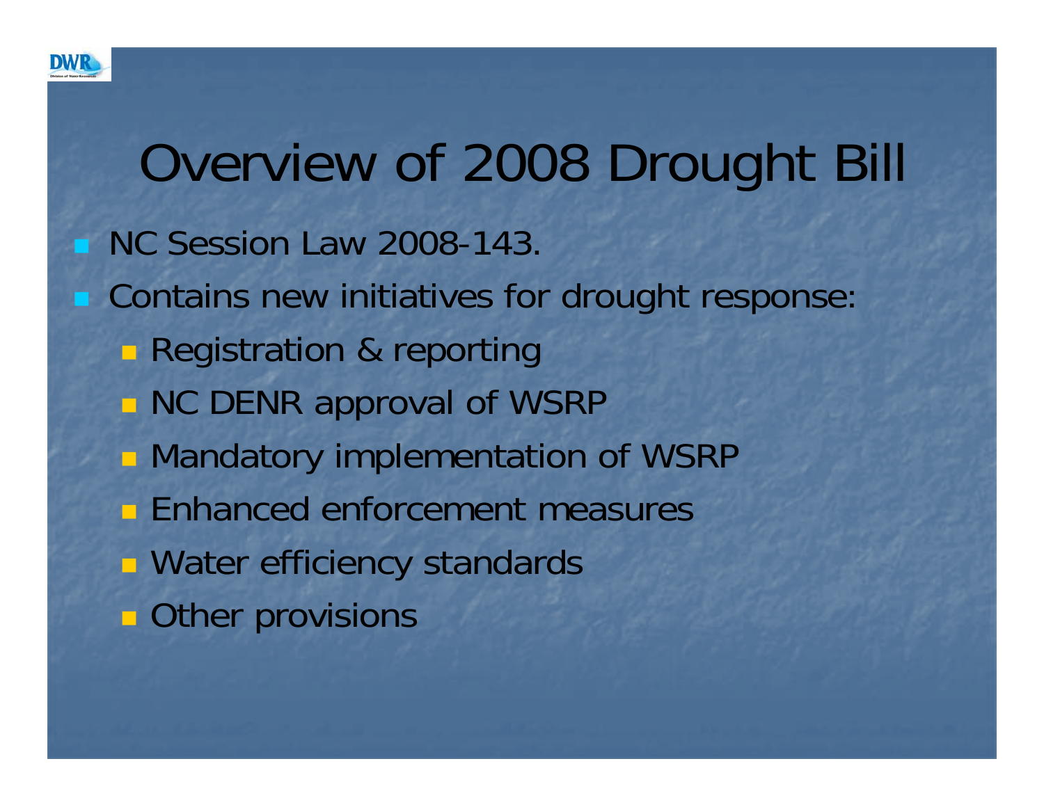# Overview of 2008 Drought Bill

- NC Session Law 2008-143.
- Contains new initiatives for drought response:
  - Registration & reporting
  - NC DENR approval of WSRP
  - Mandatory implementation of WSRP
  - Enhanced enforcement measures
  - Water efficiency standards
  - Other provisions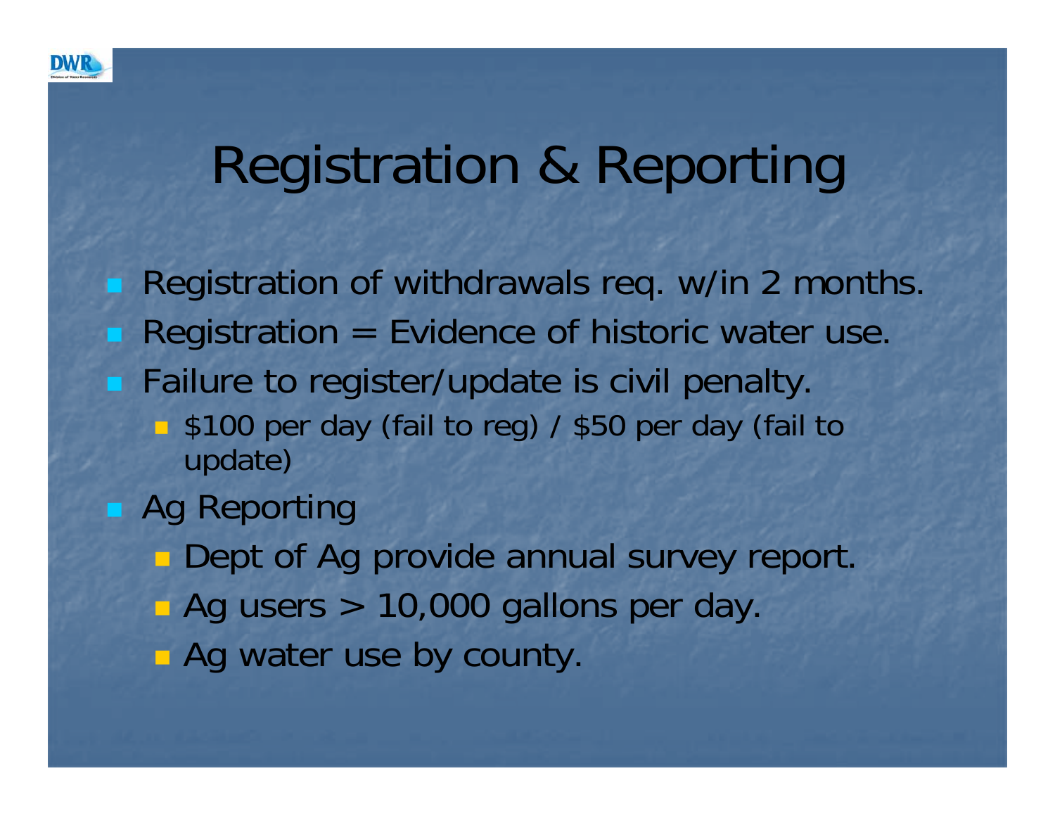# Registration & Reporting

- Registration of withdrawals req. w/in 2 months.
- Registration = Evidence of historic water use.
- Failure to register/update is civil penalty.
  - $100 per day (fail to reg) / $50 per day (fail to update)
- Ag Reporting
  - Dept of Ag provide annual survey report.
  - Ag users > 10,000 gallons per day.
  - Ag water use by county.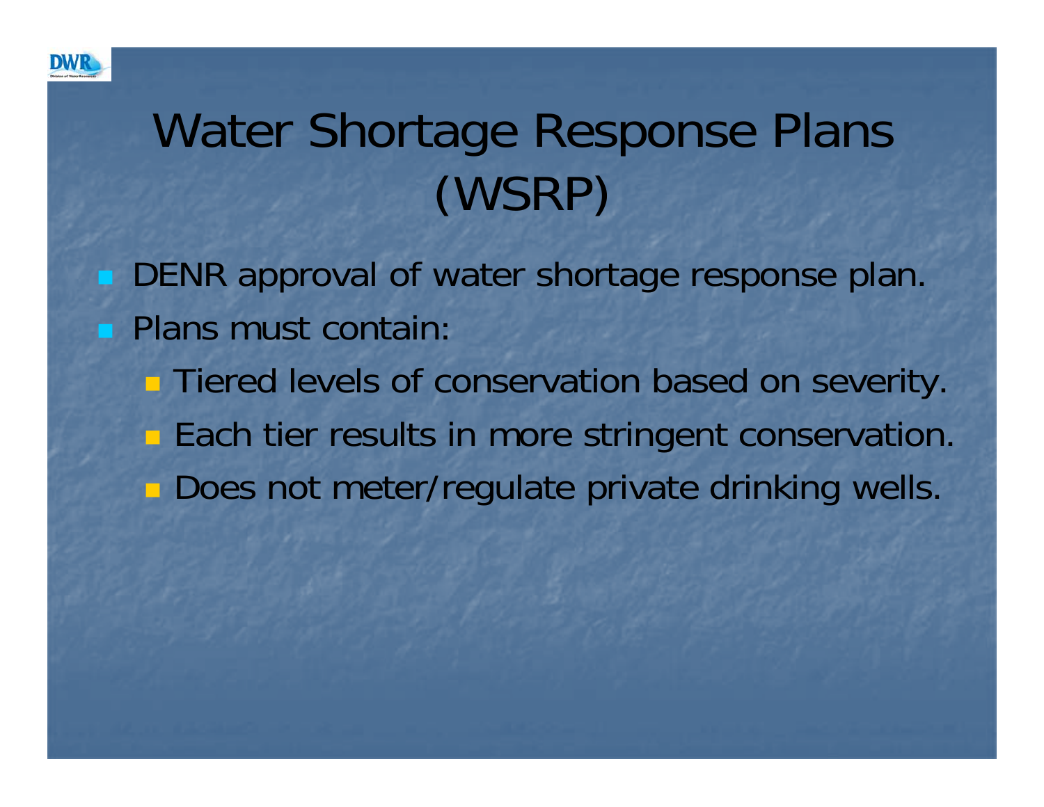# Water Shortage Response Plans (WSRP)

- DENR approval of water shortage response plan.
- Plans must contain:
  - Tiered levels of conservation based on severity.
  - Each tier results in more stringent conservation.
  - Does not meter/regulate private drinking wells.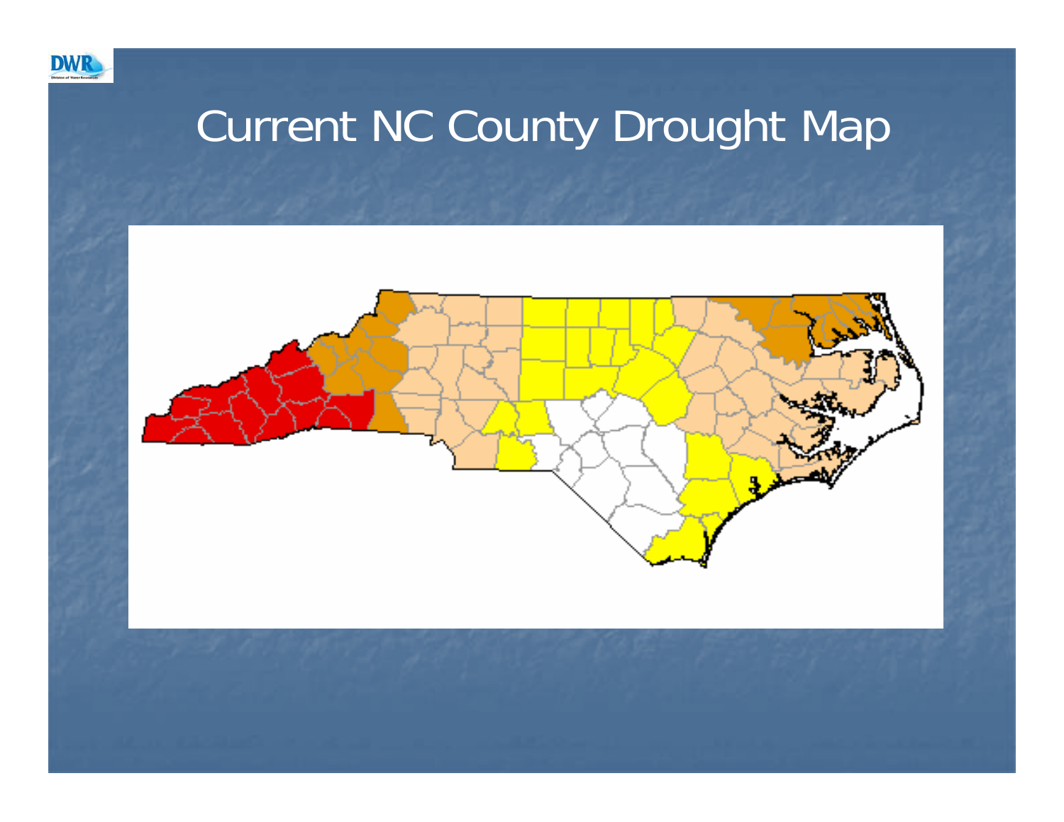# Current NC County Drought Map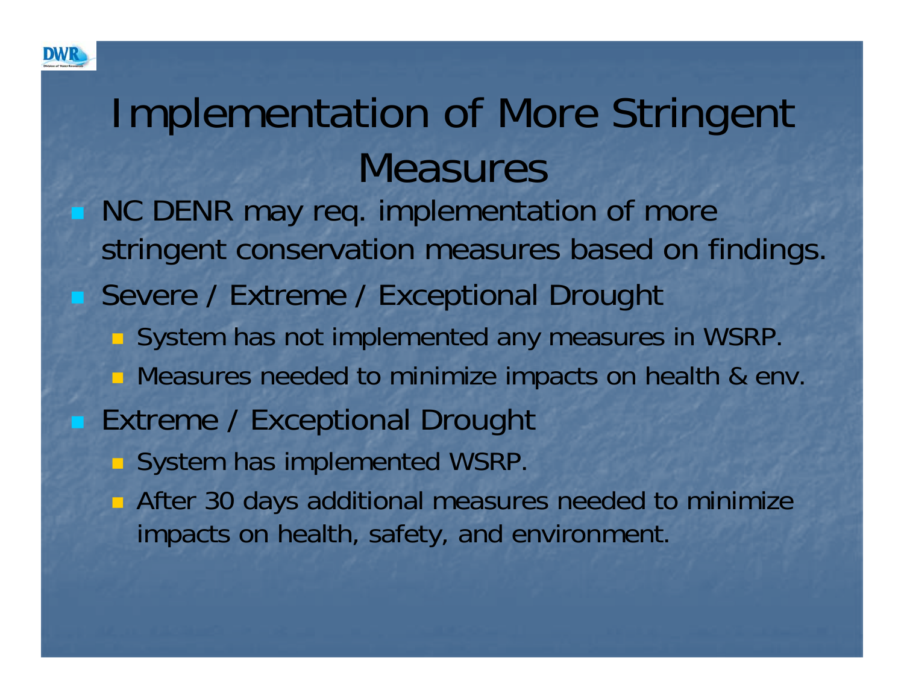# Implementation of More Stringent Measures

- NC DENR may req. implementation of more stringent conservation measures based on findings.
- Severe / Extreme / Exceptional Drought
  - System has not implemented any measures in WSRP.
  - Measures needed to minimize impacts on health & env.
- Extreme / Exceptional Drought
  - System has implemented WSRP.
  - After 30 days additional measures needed to minimize impacts on health, safety, and environment.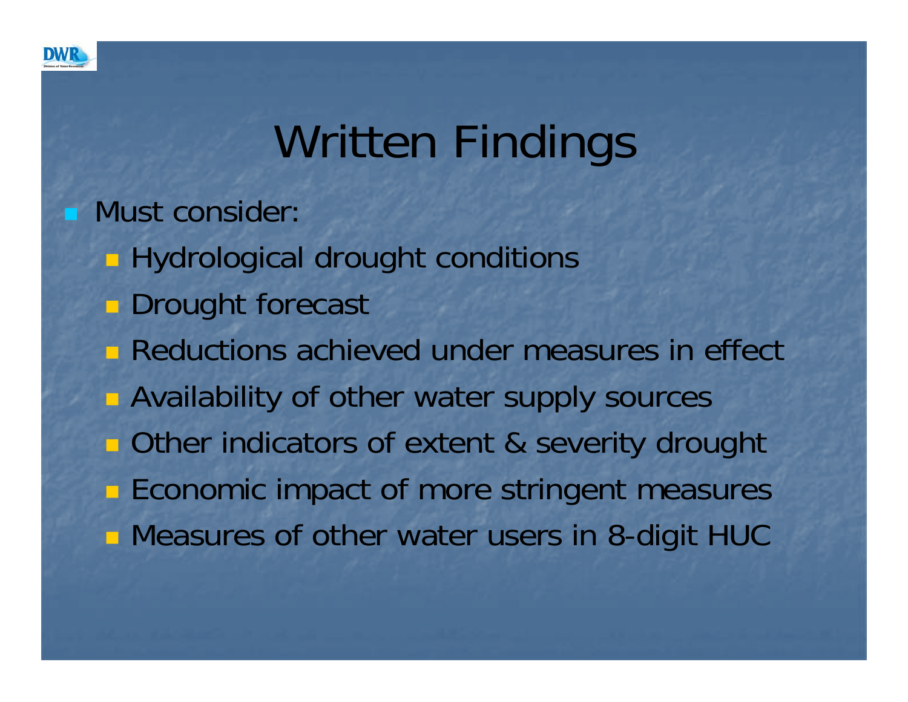# Written Findings

- Must consider:
  - Hydrological drought conditions
  - Drought forecast
  - Reductions achieved under measures in effect
  - Availability of other water supply sources
  - Other indicators of extent & severity drought
  - Economic impact of more stringent measures
  - Measures of other water users in 8-digit HUC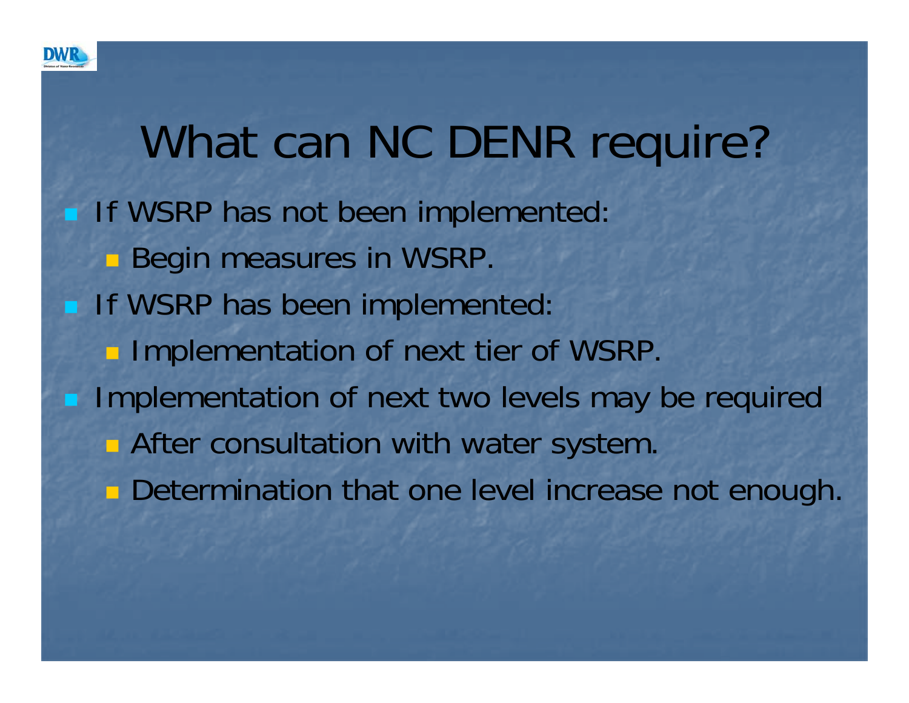# What can NC DENR require?

- If WSRP has not been implemented:
  - Begin measures in WSRP.
- If WSRP has been implemented:
  - Implementation of next tier of WSRP.
- Implementation of next two levels may be required
  - After consultation with water system.
  - Determination that one level increase not enough.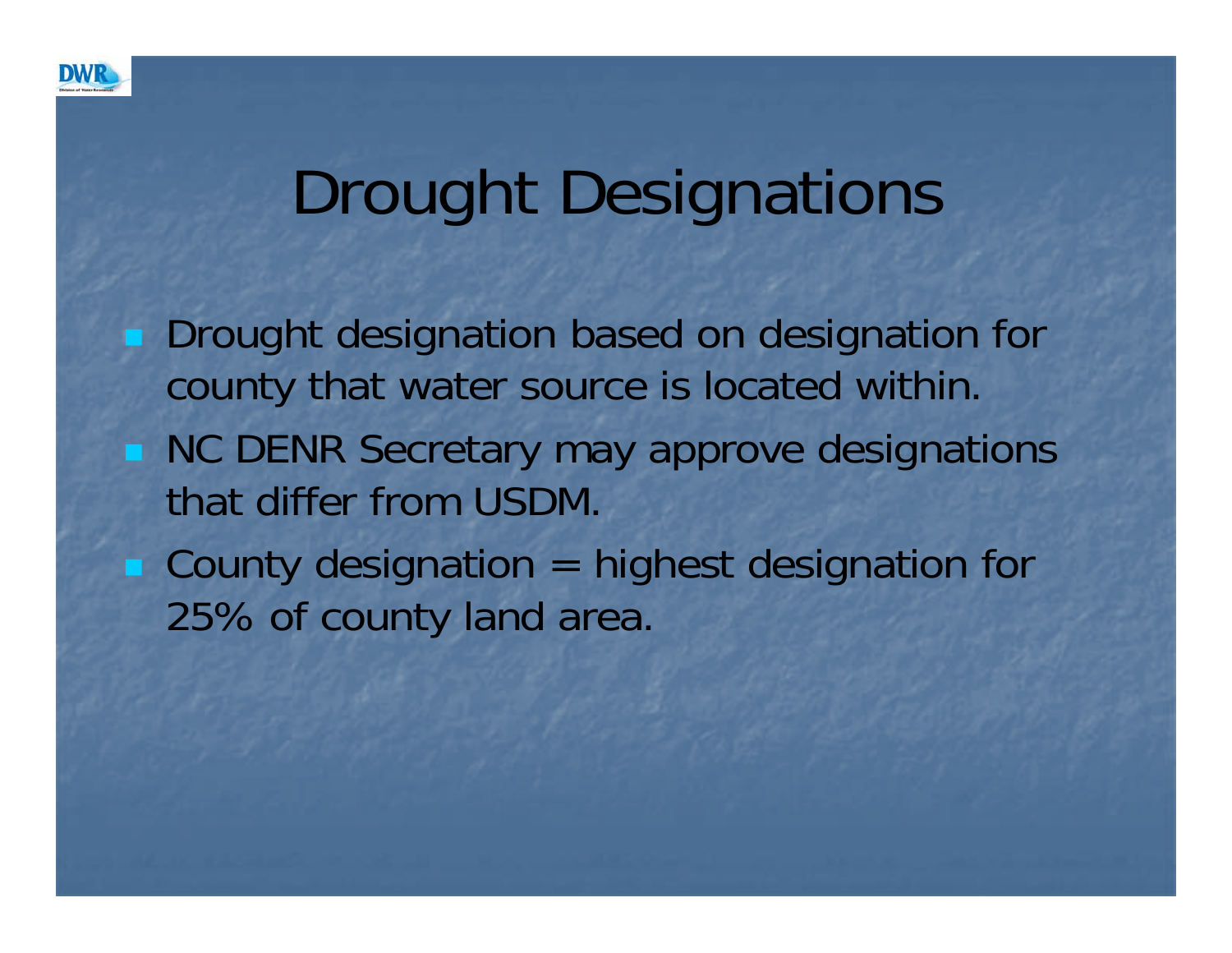# Drought Designations

- Drought designation based on designation for county that water source is located within.
- NC DENR Secretary may approve designations that differ from USDM.
- County designation = highest designation for 25% of county land area.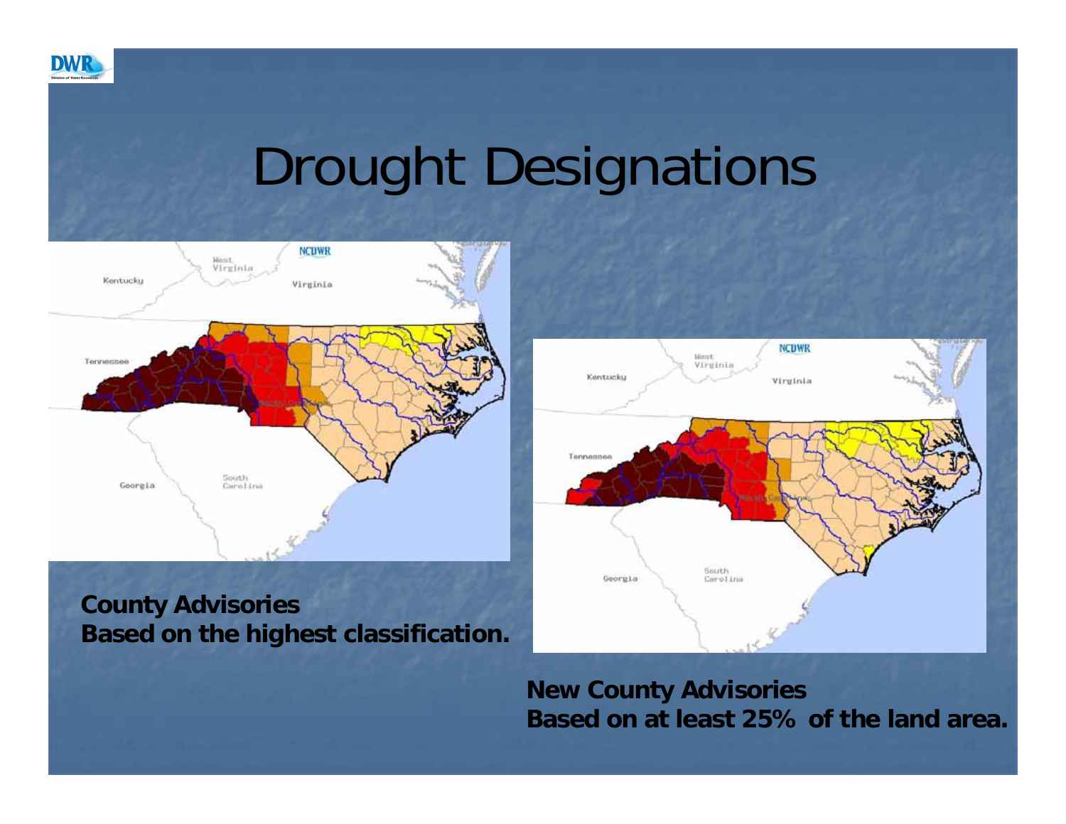# Drought Designations

**County Advisories**
**Based on the highest classification.**

**New County Advisories**
**Based on at least 25% of the land area.**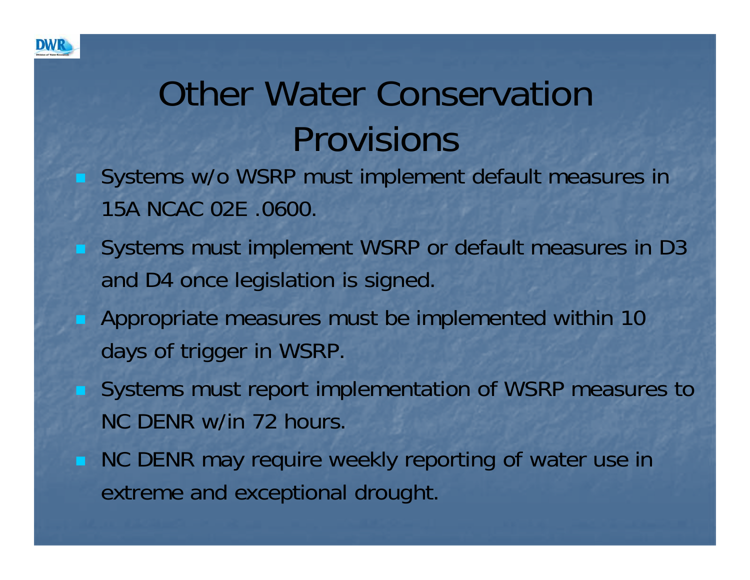# Other Water Conservation Provisions

- Systems w/o WSRP must implement default measures in 15A NCAC 02E .0600.
- Systems must implement WSRP or default measures in D3 and D4 once legislation is signed.
- Appropriate measures must be implemented within 10 days of trigger in WSRP.
- Systems must report implementation of WSRP measures to NC DENR w/in 72 hours.
- NC DENR may require weekly reporting of water use in extreme and exceptional drought.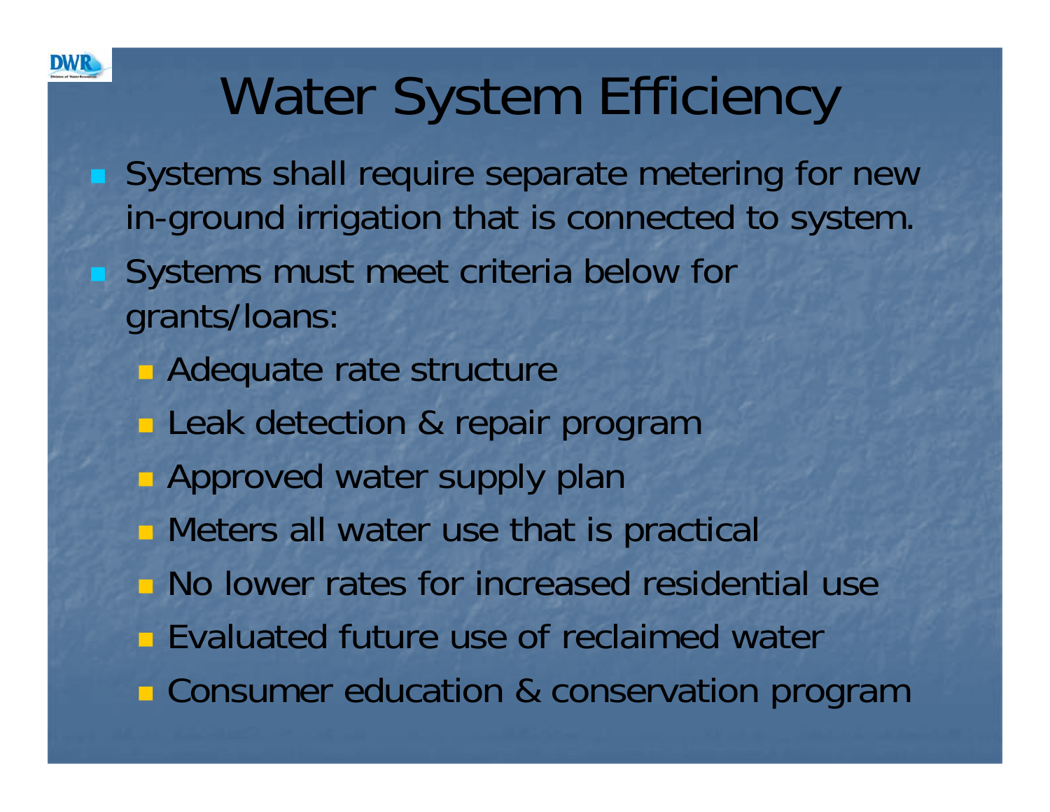# Water System Efficiency

- Systems shall require separate metering for new in-ground irrigation that is connected to system.
- Systems must meet criteria below for grants/loans:
  - Adequate rate structure
  - Leak detection & repair program
  - Approved water supply plan
  - Meters all water use that is practical
  - No lower rates for increased residential use
  - Evaluated future use of reclaimed water
  - Consumer education & conservation program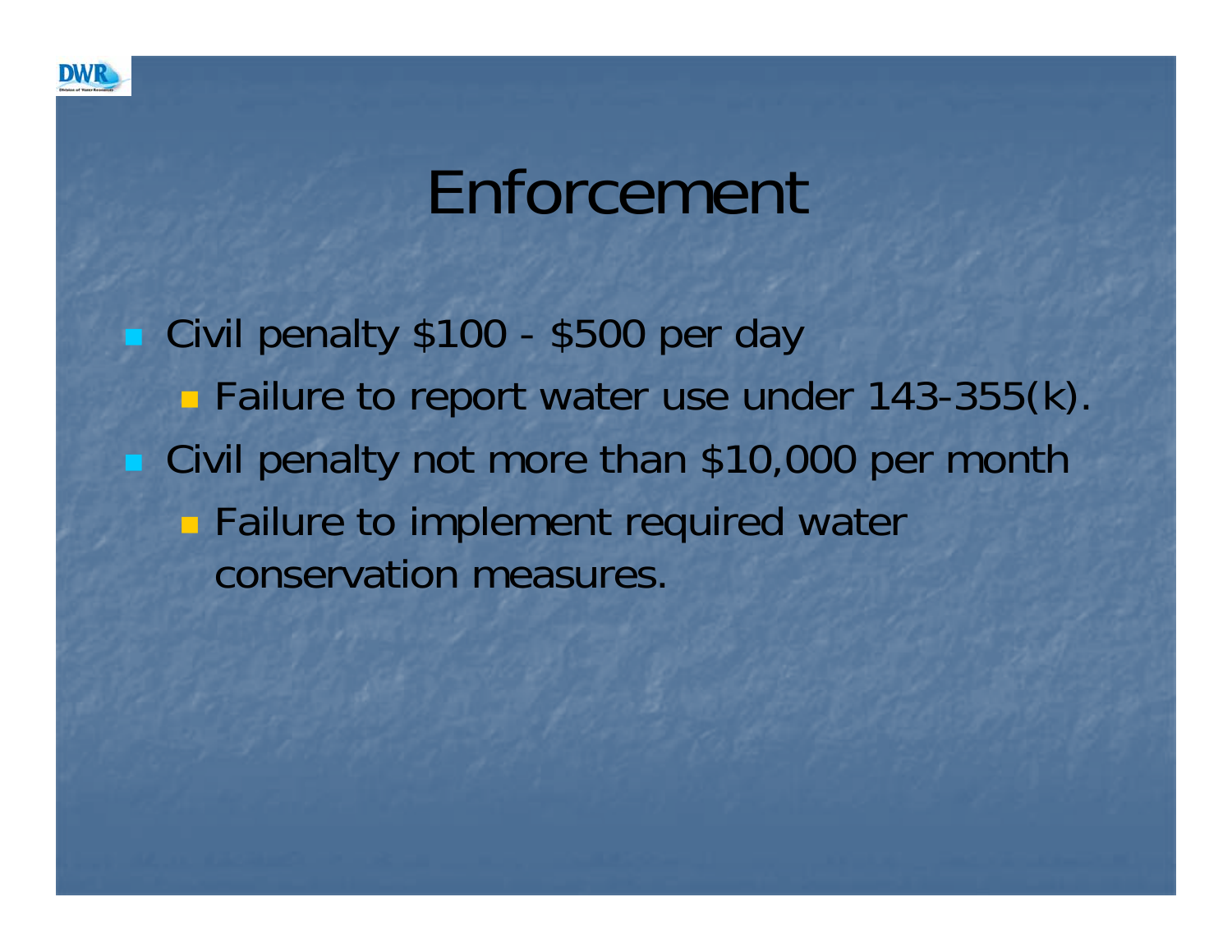# Enforcement

- Civil penalty $100 - $500 per day
  - Failure to report water use under 143-355(k).
- Civil penalty not more than $10,000 per month
  - Failure to implement required water conservation measures.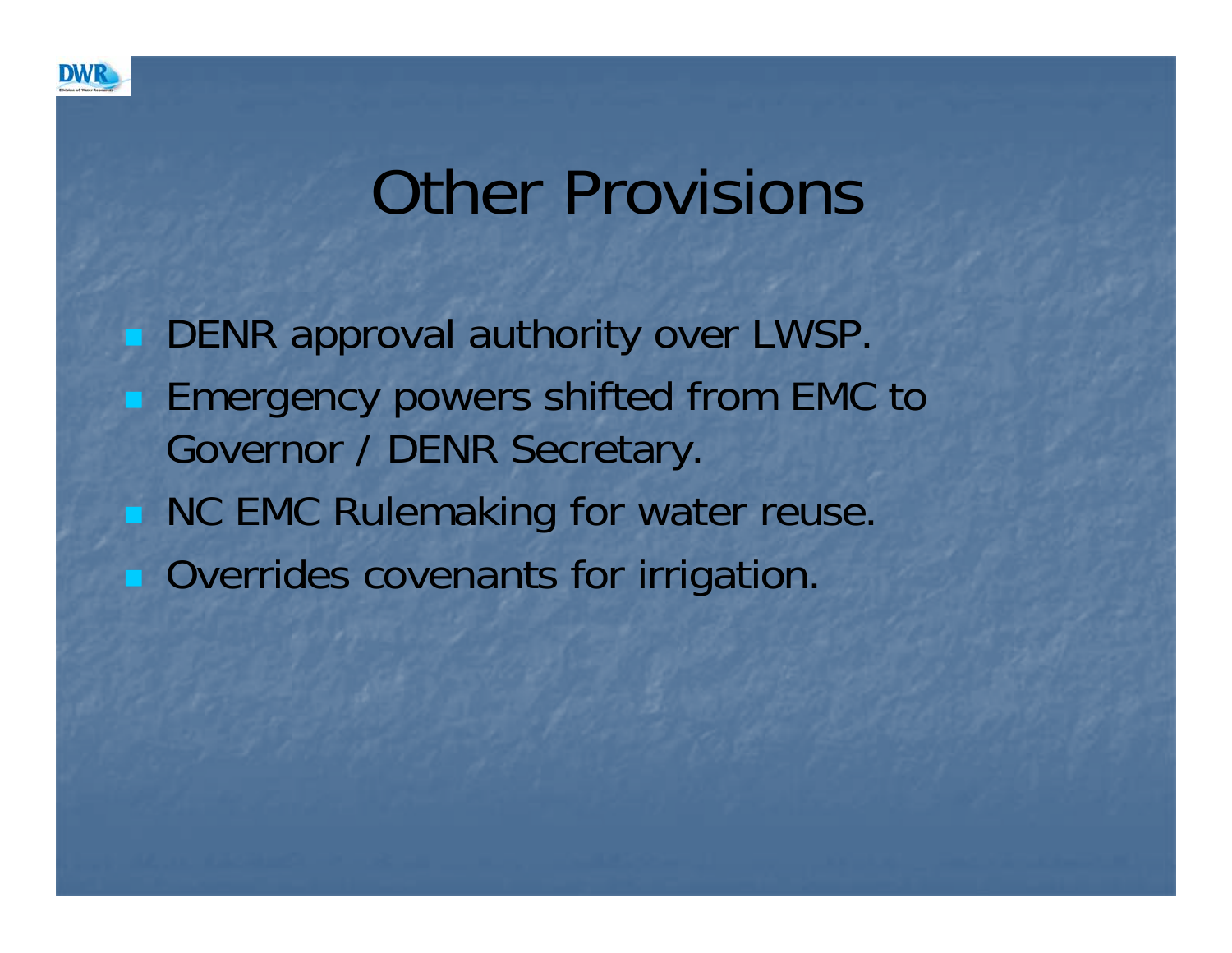# Other Provisions

- DENR approval authority over LWSP.
- Emergency powers shifted from EMC to Governor / DENR Secretary.
- NC EMC Rulemaking for water reuse.
- Overrides covenants for irrigation.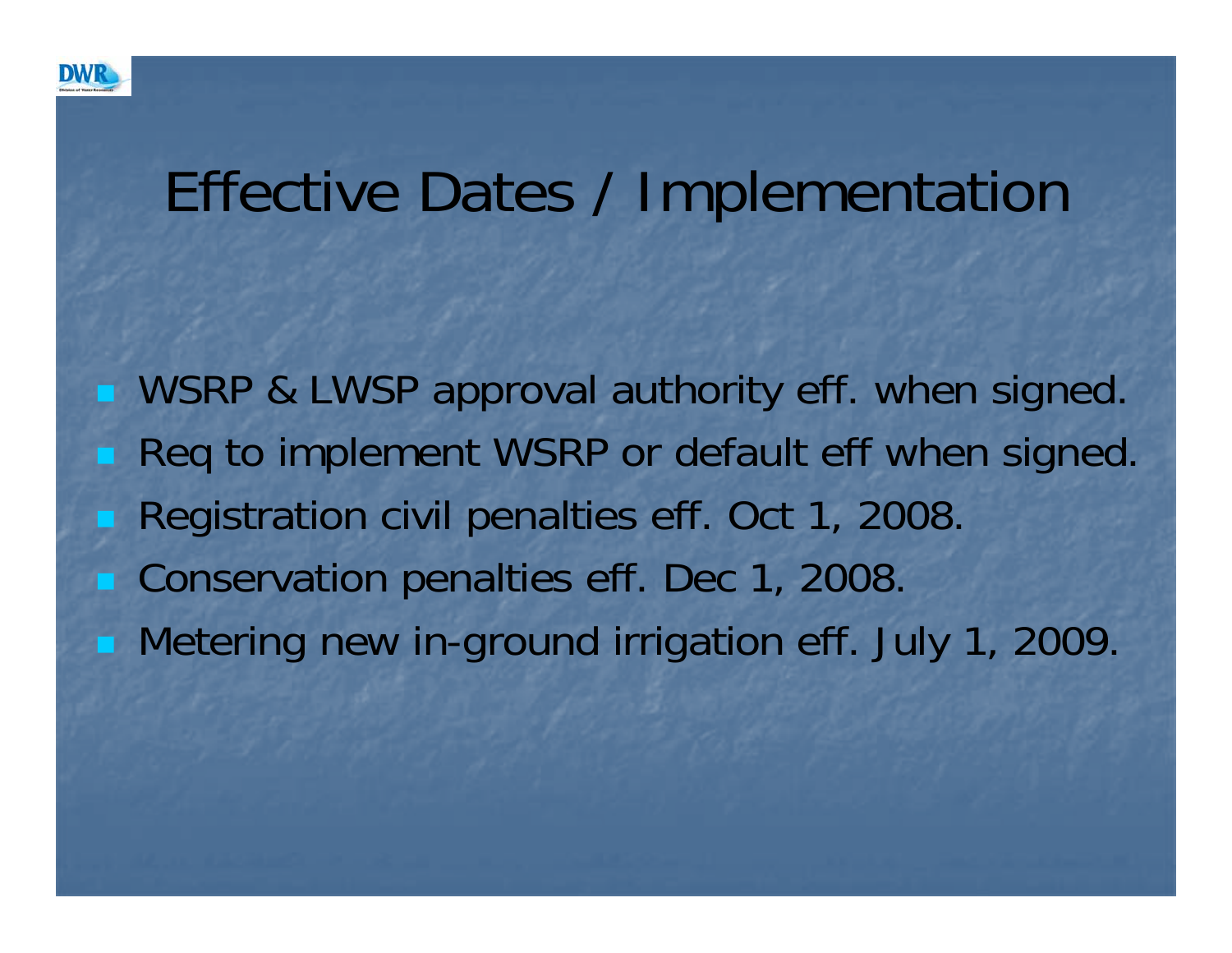# Effective Dates / Implementation

- WSRP & LWSP approval authority eff. when signed.
- Req to implement WSRP or default eff when signed.
- Registration civil penalties eff. Oct 1, 2008.
- Conservation penalties eff. Dec 1, 2008.
- Metering new in-ground irrigation eff. July 1, 2009.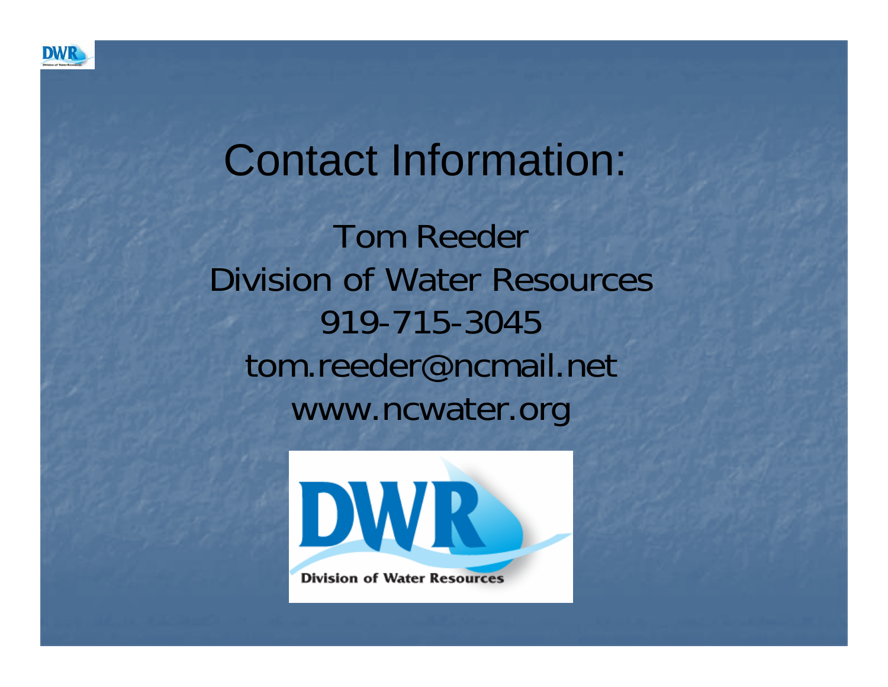# Contact Information:

Tom Reeder

Division of Water Resources

919-715-3045

tom.reeder@ncmail.net

www.ncwater.org